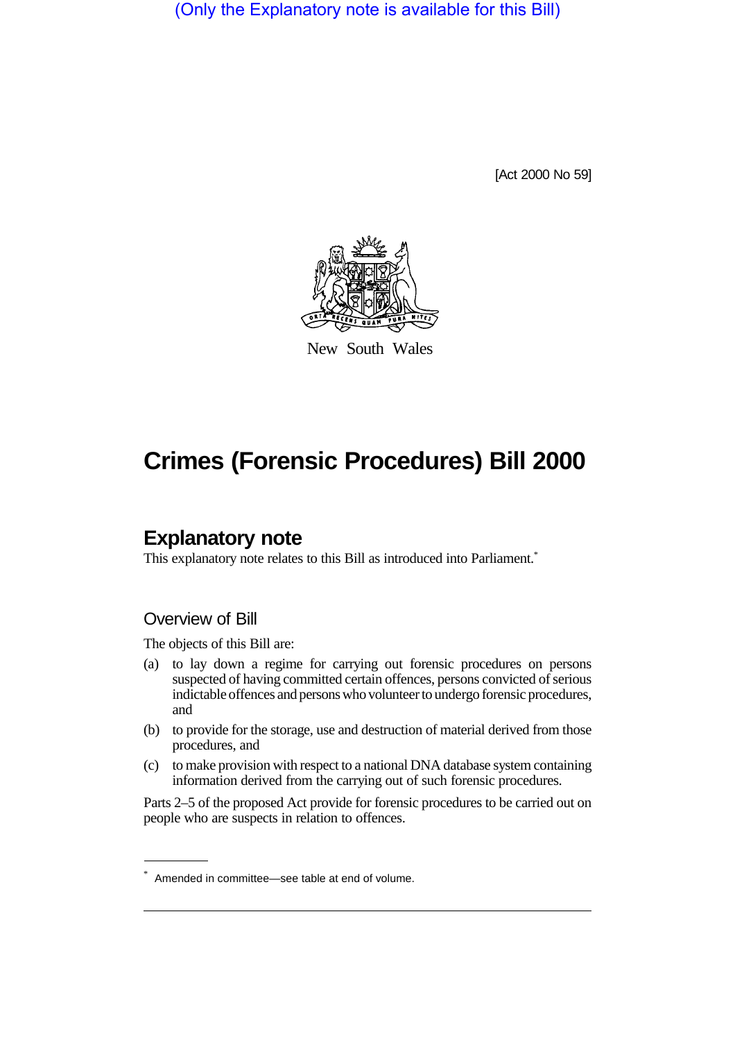(Only the Explanatory note is available for this Bill)

[Act 2000 No 59]

New South Wales

# Crimes (Forensic Procedures) Bill 2000

## Explanatory note

This explanatory note relates to this Bill as introduced into Parliament.*

### Overview of Bill

The objects of this Bill are:

(a) to lay down a regime for carrying out forensic procedures on persons suspected of having committed certain offences, persons convicted of serious indictable offences and persons who volunteer to undergo forensic procedures, and

(b) to provide for the storage, use and destruction of material derived from those procedures, and

(c) to make provision with respect to a national DNA database system containing information derived from the carrying out of such forensic procedures.

Parts 2–5 of the proposed Act provide for forensic procedures to be carried out on people who are suspects in relation to offences.

* Amended in committee—see table at end of volume.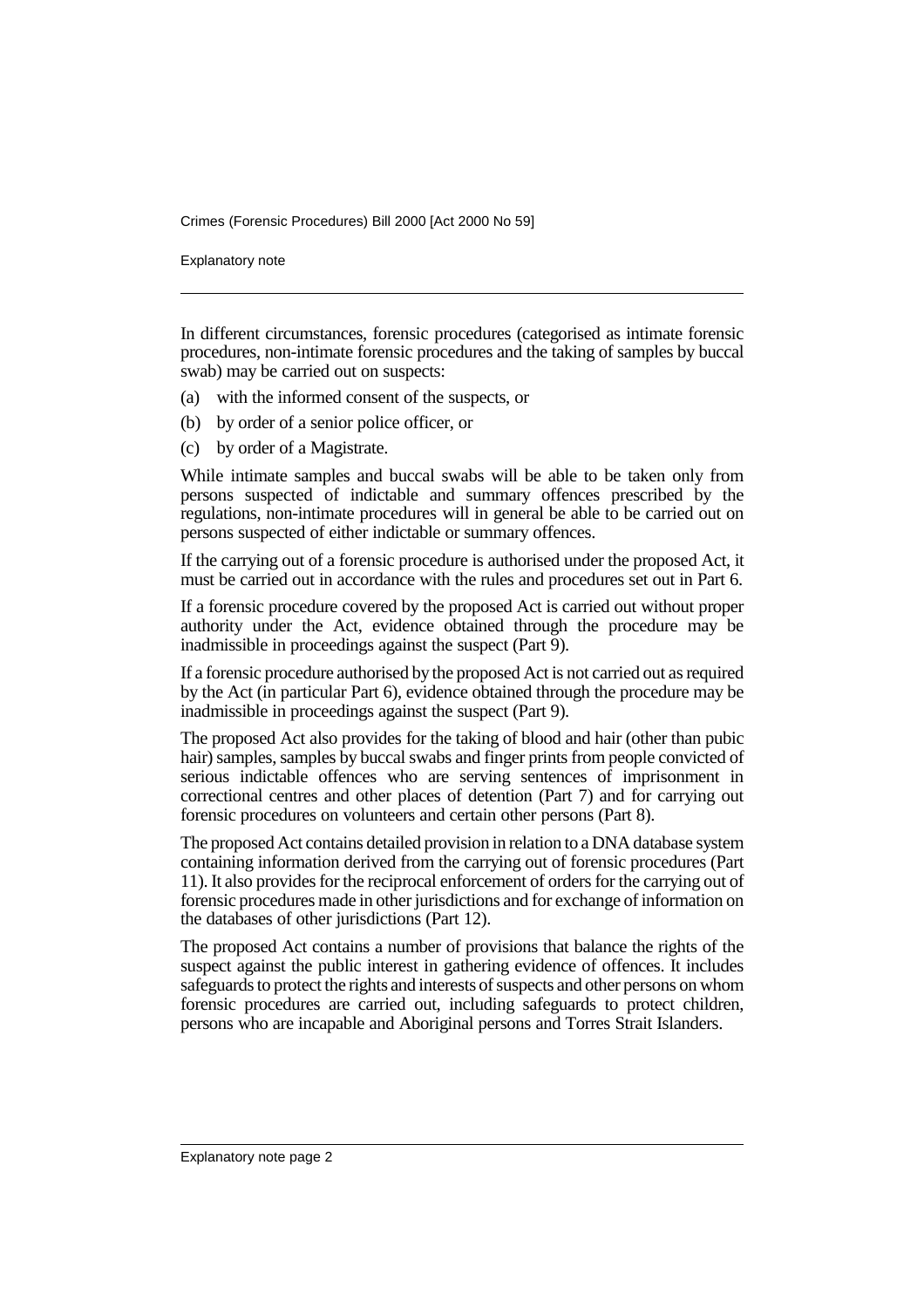In different circumstances, forensic procedures (categorised as intimate forensic procedures, non-intimate forensic procedures and the taking of samples by buccal swab) may be carried out on suspects:

(a) with the informed consent of the suspects, or

(b) by order of a senior police officer, or

(c) by order of a Magistrate.

While intimate samples and buccal swabs will be able to be taken only from persons suspected of indictable and summary offences prescribed by the regulations, non-intimate procedures will in general be able to be carried out on persons suspected of either indictable or summary offences.

If the carrying out of a forensic procedure is authorised under the proposed Act, it must be carried out in accordance with the rules and procedures set out in Part 6.

If a forensic procedure covered by the proposed Act is carried out without proper authority under the Act, evidence obtained through the procedure may be inadmissible in proceedings against the suspect (Part 9).

If a forensic procedure authorised by the proposed Act is not carried out as required by the Act (in particular Part 6), evidence obtained through the procedure may be inadmissible in proceedings against the suspect (Part 9).

The proposed Act also provides for the taking of blood and hair (other than pubic hair) samples, samples by buccal swabs and finger prints from people convicted of serious indictable offences who are serving sentences of imprisonment in correctional centres and other places of detention (Part 7) and for carrying out forensic procedures on volunteers and certain other persons (Part 8).

The proposed Act contains detailed provision in relation to a DNA database system containing information derived from the carrying out of forensic procedures (Part 11). It also provides for the reciprocal enforcement of orders for the carrying out of forensic procedures made in other jurisdictions and for exchange of information on the databases of other jurisdictions (Part 12).

The proposed Act contains a number of provisions that balance the rights of the suspect against the public interest in gathering evidence of offences. It includes safeguards to protect the rights and interests of suspects and other persons on whom forensic procedures are carried out, including safeguards to protect children, persons who are incapable and Aboriginal persons and Torres Strait Islanders.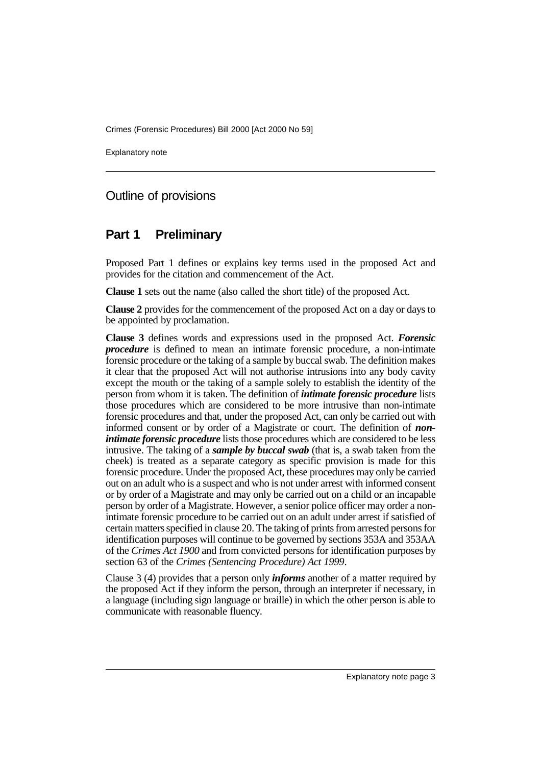Outline of provisions

## Part 1 Preliminary

Proposed Part 1 defines or explains key terms used in the proposed Act and provides for the citation and commencement of the Act.

**Clause 1** sets out the name (also called the short title) of the proposed Act.

**Clause 2** provides for the commencement of the proposed Act on a day or days to be appointed by proclamation.

**Clause 3** defines words and expressions used in the proposed Act. ***Forensic procedure*** is defined to mean an intimate forensic procedure, a non-intimate forensic procedure or the taking of a sample by buccal swab. The definition makes it clear that the proposed Act will not authorise intrusions into any body cavity except the mouth or the taking of a sample solely to establish the identity of the person from whom it is taken. The definition of ***intimate forensic procedure*** lists those procedures which are considered to be more intrusive than non-intimate forensic procedures and that, under the proposed Act, can only be carried out with informed consent or by order of a Magistrate or court. The definition of ***non-intimate forensic procedure*** lists those procedures which are considered to be less intrusive. The taking of a ***sample by buccal swab*** (that is, a swab taken from the cheek) is treated as a separate category as specific provision is made for this forensic procedure. Under the proposed Act, these procedures may only be carried out on an adult who is a suspect and who is not under arrest with informed consent or by order of a Magistrate and may only be carried out on a child or an incapable person by order of a Magistrate. However, a senior police officer may order a non-intimate forensic procedure to be carried out on an adult under arrest if satisfied of certain matters specified in clause 20. The taking of prints from arrested persons for identification purposes will continue to be governed by sections 353A and 353AA of the *Crimes Act 1900* and from convicted persons for identification purposes by section 63 of the *Crimes (Sentencing Procedure) Act 1999*.

Clause 3 (4) provides that a person only ***informs*** another of a matter required by the proposed Act if they inform the person, through an interpreter if necessary, in a language (including sign language or braille) in which the other person is able to communicate with reasonable fluency.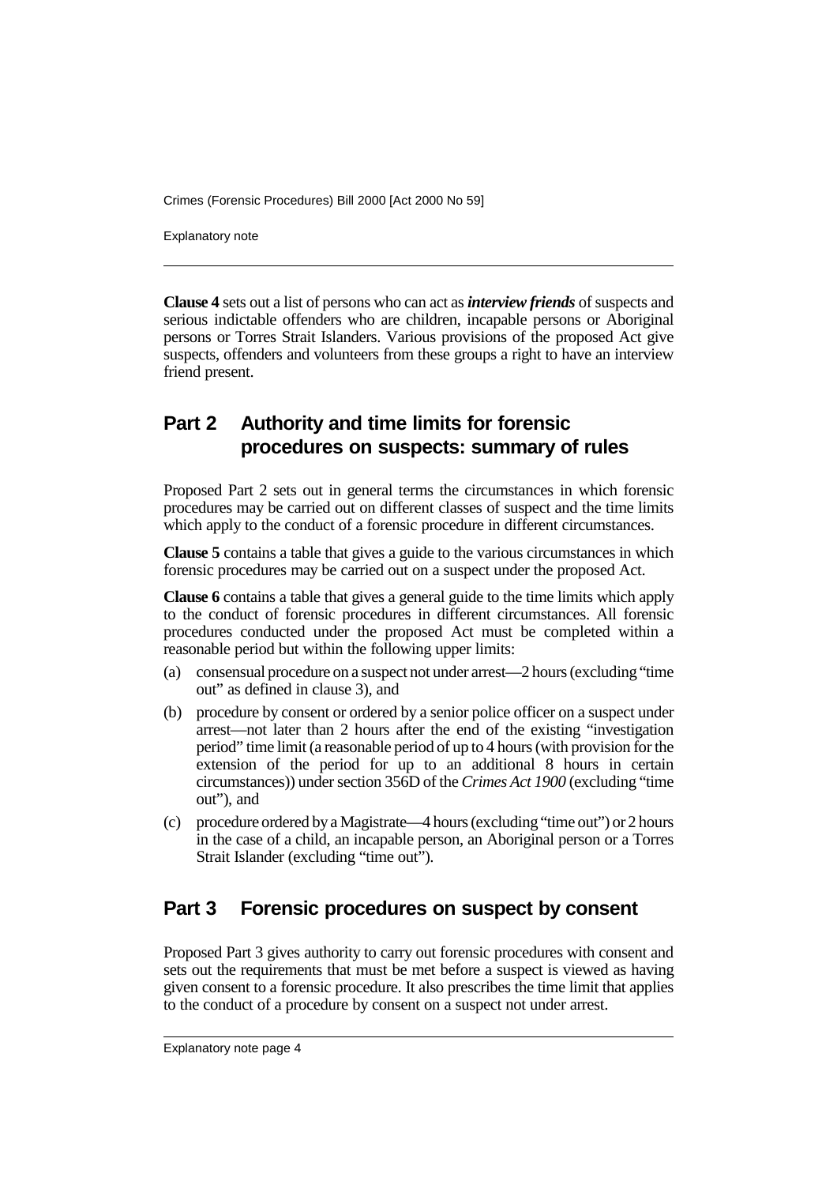**Clause 4** sets out a list of persons who can act as ***interview friends*** of suspects and serious indictable offenders who are children, incapable persons or Aboriginal persons or Torres Strait Islanders. Various provisions of the proposed Act give suspects, offenders and volunteers from these groups a right to have an interview friend present.

## Part 2 Authority and time limits for forensic procedures on suspects: summary of rules

Proposed Part 2 sets out in general terms the circumstances in which forensic procedures may be carried out on different classes of suspect and the time limits which apply to the conduct of a forensic procedure in different circumstances.

**Clause 5** contains a table that gives a guide to the various circumstances in which forensic procedures may be carried out on a suspect under the proposed Act.

**Clause 6** contains a table that gives a general guide to the time limits which apply to the conduct of forensic procedures in different circumstances. All forensic procedures conducted under the proposed Act must be completed within a reasonable period but within the following upper limits:

(a) consensual procedure on a suspect not under arrest—2 hours (excluding "time out" as defined in clause 3), and

(b) procedure by consent or ordered by a senior police officer on a suspect under arrest—not later than 2 hours after the end of the existing "investigation period" time limit (a reasonable period of up to 4 hours (with provision for the extension of the period for up to an additional 8 hours in certain circumstances)) under section 356D of the *Crimes Act 1900* (excluding "time out"), and

(c) procedure ordered by a Magistrate—4 hours (excluding "time out") or 2 hours in the case of a child, an incapable person, an Aboriginal person or a Torres Strait Islander (excluding "time out").

## Part 3 Forensic procedures on suspect by consent

Proposed Part 3 gives authority to carry out forensic procedures with consent and sets out the requirements that must be met before a suspect is viewed as having given consent to a forensic procedure. It also prescribes the time limit that applies to the conduct of a procedure by consent on a suspect not under arrest.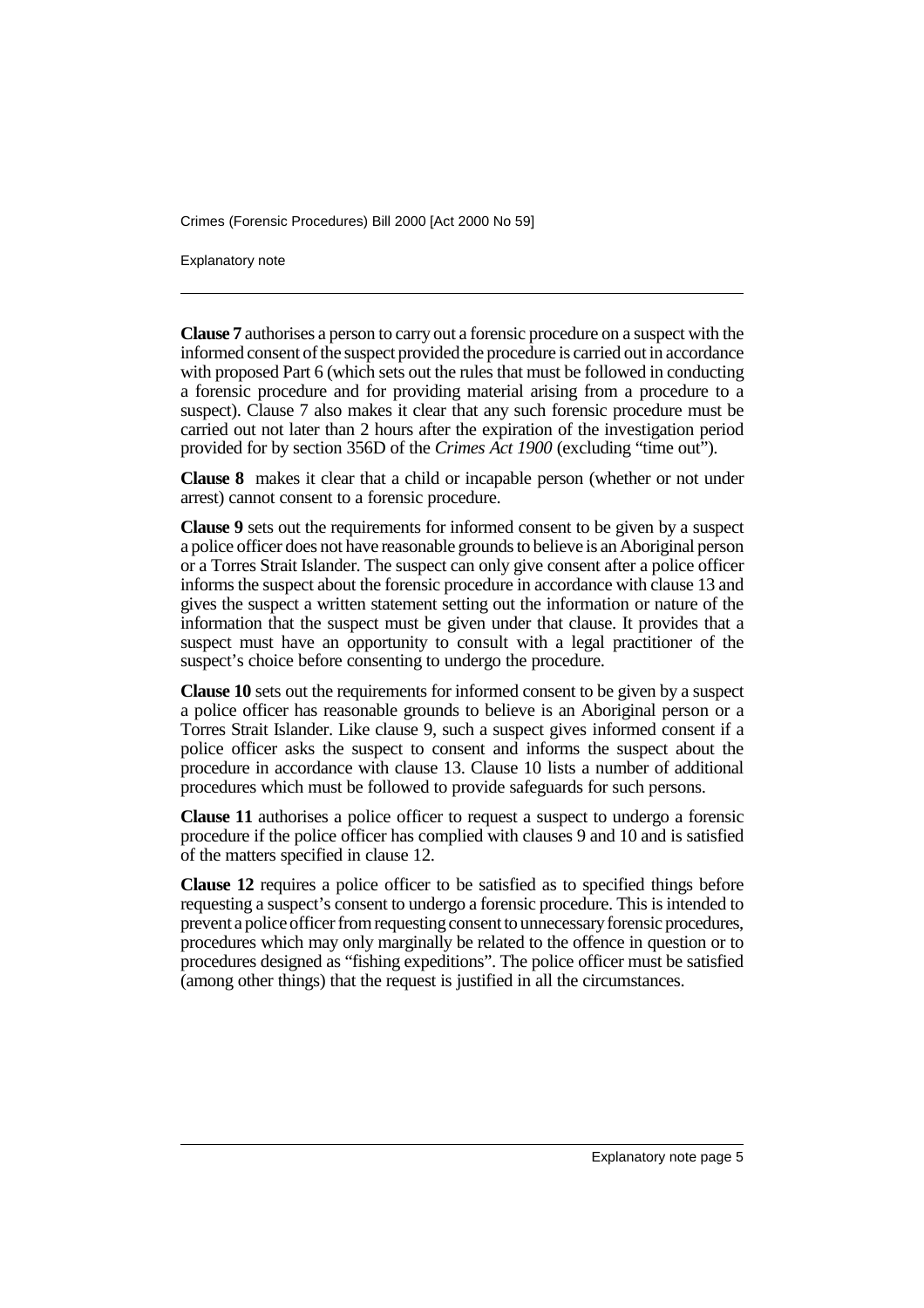**Clause 7** authorises a person to carry out a forensic procedure on a suspect with the informed consent of the suspect provided the procedure is carried out in accordance with proposed Part 6 (which sets out the rules that must be followed in conducting a forensic procedure and for providing material arising from a procedure to a suspect). Clause 7 also makes it clear that any such forensic procedure must be carried out not later than 2 hours after the expiration of the investigation period provided for by section 356D of the *Crimes Act 1900* (excluding "time out").

**Clause 8** makes it clear that a child or incapable person (whether or not under arrest) cannot consent to a forensic procedure.

**Clause 9** sets out the requirements for informed consent to be given by a suspect a police officer does not have reasonable grounds to believe is an Aboriginal person or a Torres Strait Islander. The suspect can only give consent after a police officer informs the suspect about the forensic procedure in accordance with clause 13 and gives the suspect a written statement setting out the information or nature of the information that the suspect must be given under that clause. It provides that a suspect must have an opportunity to consult with a legal practitioner of the suspect's choice before consenting to undergo the procedure.

**Clause 10** sets out the requirements for informed consent to be given by a suspect a police officer has reasonable grounds to believe is an Aboriginal person or a Torres Strait Islander. Like clause 9, such a suspect gives informed consent if a police officer asks the suspect to consent and informs the suspect about the procedure in accordance with clause 13. Clause 10 lists a number of additional procedures which must be followed to provide safeguards for such persons.

**Clause 11** authorises a police officer to request a suspect to undergo a forensic procedure if the police officer has complied with clauses 9 and 10 and is satisfied of the matters specified in clause 12.

**Clause 12** requires a police officer to be satisfied as to specified things before requesting a suspect's consent to undergo a forensic procedure. This is intended to prevent a police officer from requesting consent to unnecessary forensic procedures, procedures which may only marginally be related to the offence in question or to procedures designed as "fishing expeditions". The police officer must be satisfied (among other things) that the request is justified in all the circumstances.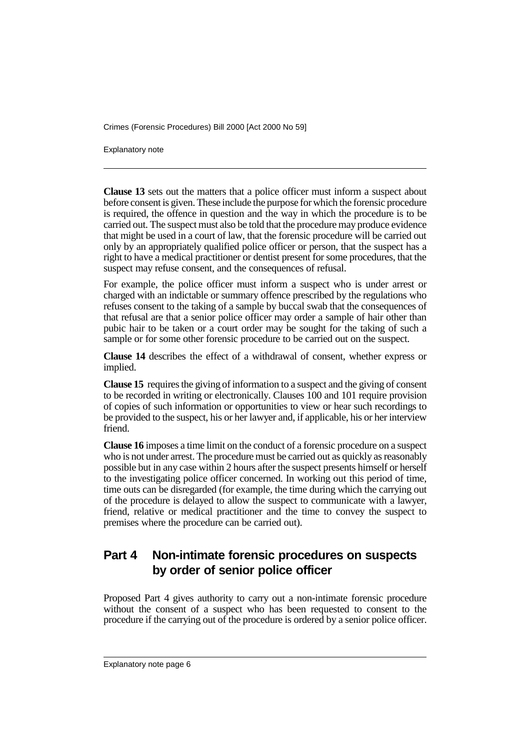**Clause 13** sets out the matters that a police officer must inform a suspect about before consent is given. These include the purpose for which the forensic procedure is required, the offence in question and the way in which the procedure is to be carried out. The suspect must also be told that the procedure may produce evidence that might be used in a court of law, that the forensic procedure will be carried out only by an appropriately qualified police officer or person, that the suspect has a right to have a medical practitioner or dentist present for some procedures, that the suspect may refuse consent, and the consequences of refusal.

For example, the police officer must inform a suspect who is under arrest or charged with an indictable or summary offence prescribed by the regulations who refuses consent to the taking of a sample by buccal swab that the consequences of that refusal are that a senior police officer may order a sample of hair other than pubic hair to be taken or a court order may be sought for the taking of such a sample or for some other forensic procedure to be carried out on the suspect.

**Clause 14** describes the effect of a withdrawal of consent, whether express or implied.

**Clause 15** requires the giving of information to a suspect and the giving of consent to be recorded in writing or electronically. Clauses 100 and 101 require provision of copies of such information or opportunities to view or hear such recordings to be provided to the suspect, his or her lawyer and, if applicable, his or her interview friend.

**Clause 16** imposes a time limit on the conduct of a forensic procedure on a suspect who is not under arrest. The procedure must be carried out as quickly as reasonably possible but in any case within 2 hours after the suspect presents himself or herself to the investigating police officer concerned. In working out this period of time, time outs can be disregarded (for example, the time during which the carrying out of the procedure is delayed to allow the suspect to communicate with a lawyer, friend, relative or medical practitioner and the time to convey the suspect to premises where the procedure can be carried out).

## Part 4 Non-intimate forensic procedures on suspects by order of senior police officer

Proposed Part 4 gives authority to carry out a non-intimate forensic procedure without the consent of a suspect who has been requested to consent to the procedure if the carrying out of the procedure is ordered by a senior police officer.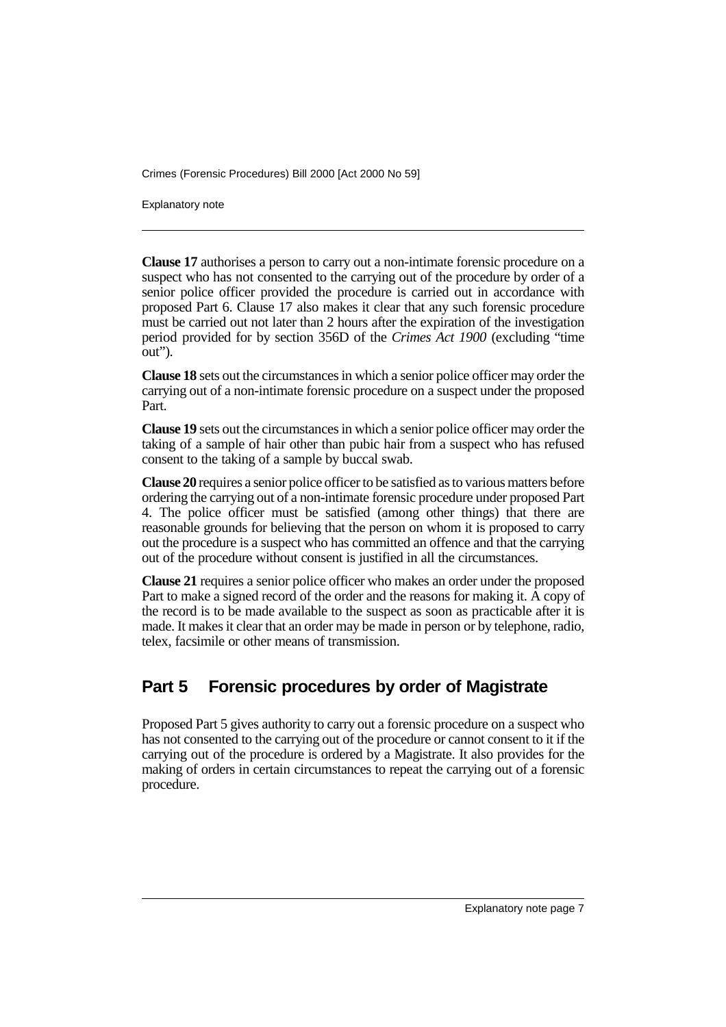**Clause 17** authorises a person to carry out a non-intimate forensic procedure on a suspect who has not consented to the carrying out of the procedure by order of a senior police officer provided the procedure is carried out in accordance with proposed Part 6. Clause 17 also makes it clear that any such forensic procedure must be carried out not later than 2 hours after the expiration of the investigation period provided for by section 356D of the *Crimes Act 1900* (excluding "time out").

**Clause 18** sets out the circumstances in which a senior police officer may order the carrying out of a non-intimate forensic procedure on a suspect under the proposed Part.

**Clause 19** sets out the circumstances in which a senior police officer may order the taking of a sample of hair other than pubic hair from a suspect who has refused consent to the taking of a sample by buccal swab.

**Clause 20** requires a senior police officer to be satisfied as to various matters before ordering the carrying out of a non-intimate forensic procedure under proposed Part 4. The police officer must be satisfied (among other things) that there are reasonable grounds for believing that the person on whom it is proposed to carry out the procedure is a suspect who has committed an offence and that the carrying out of the procedure without consent is justified in all the circumstances.

**Clause 21** requires a senior police officer who makes an order under the proposed Part to make a signed record of the order and the reasons for making it. A copy of the record is to be made available to the suspect as soon as practicable after it is made. It makes it clear that an order may be made in person or by telephone, radio, telex, facsimile or other means of transmission.

## Part 5 Forensic procedures by order of Magistrate

Proposed Part 5 gives authority to carry out a forensic procedure on a suspect who has not consented to the carrying out of the procedure or cannot consent to it if the carrying out of the procedure is ordered by a Magistrate. It also provides for the making of orders in certain circumstances to repeat the carrying out of a forensic procedure.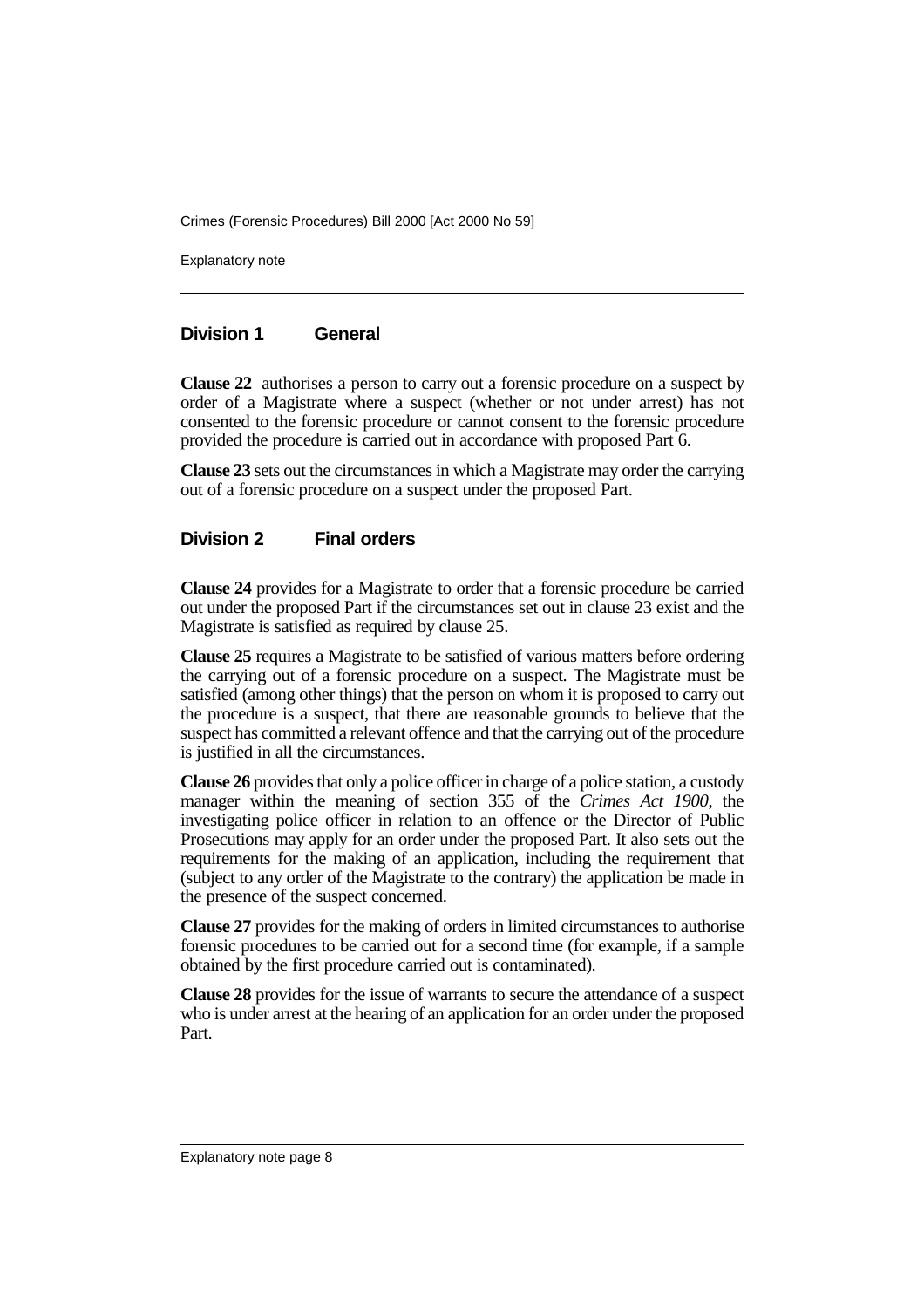## Division 1 General

**Clause 22** authorises a person to carry out a forensic procedure on a suspect by order of a Magistrate where a suspect (whether or not under arrest) has not consented to the forensic procedure or cannot consent to the forensic procedure provided the procedure is carried out in accordance with proposed Part 6.

**Clause 23** sets out the circumstances in which a Magistrate may order the carrying out of a forensic procedure on a suspect under the proposed Part.

## Division 2 Final orders

**Clause 24** provides for a Magistrate to order that a forensic procedure be carried out under the proposed Part if the circumstances set out in clause 23 exist and the Magistrate is satisfied as required by clause 25.

**Clause 25** requires a Magistrate to be satisfied of various matters before ordering the carrying out of a forensic procedure on a suspect. The Magistrate must be satisfied (among other things) that the person on whom it is proposed to carry out the procedure is a suspect, that there are reasonable grounds to believe that the suspect has committed a relevant offence and that the carrying out of the procedure is justified in all the circumstances.

**Clause 26** provides that only a police officer in charge of a police station, a custody manager within the meaning of section 355 of the *Crimes Act 1900*, the investigating police officer in relation to an offence or the Director of Public Prosecutions may apply for an order under the proposed Part. It also sets out the requirements for the making of an application, including the requirement that (subject to any order of the Magistrate to the contrary) the application be made in the presence of the suspect concerned.

**Clause 27** provides for the making of orders in limited circumstances to authorise forensic procedures to be carried out for a second time (for example, if a sample obtained by the first procedure carried out is contaminated).

**Clause 28** provides for the issue of warrants to secure the attendance of a suspect who is under arrest at the hearing of an application for an order under the proposed Part.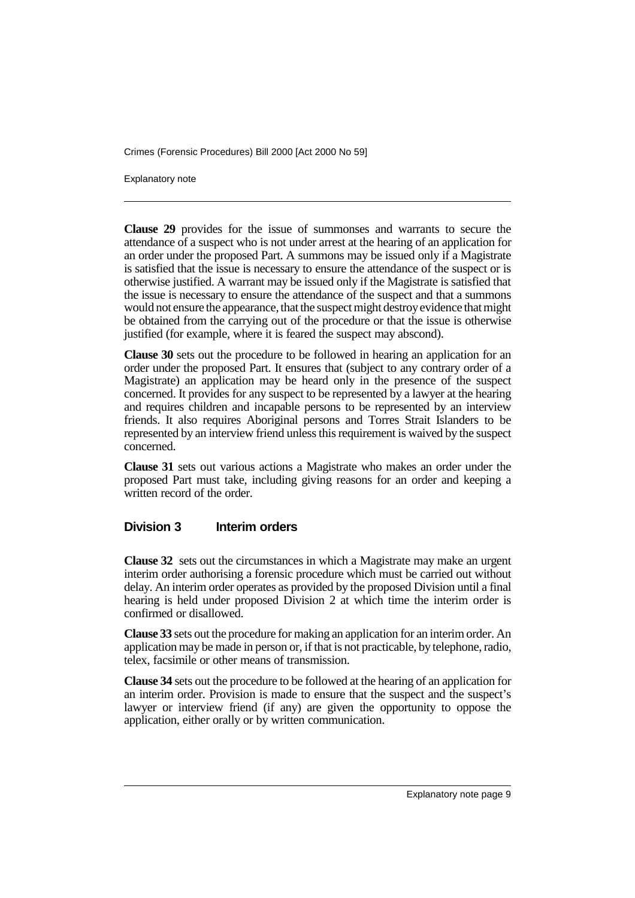**Clause 29** provides for the issue of summonses and warrants to secure the attendance of a suspect who is not under arrest at the hearing of an application for an order under the proposed Part. A summons may be issued only if a Magistrate is satisfied that the issue is necessary to ensure the attendance of the suspect or is otherwise justified. A warrant may be issued only if the Magistrate is satisfied that the issue is necessary to ensure the attendance of the suspect and that a summons would not ensure the appearance, that the suspect might destroy evidence that might be obtained from the carrying out of the procedure or that the issue is otherwise justified (for example, where it is feared the suspect may abscond).

**Clause 30** sets out the procedure to be followed in hearing an application for an order under the proposed Part. It ensures that (subject to any contrary order of a Magistrate) an application may be heard only in the presence of the suspect concerned. It provides for any suspect to be represented by a lawyer at the hearing and requires children and incapable persons to be represented by an interview friends. It also requires Aboriginal persons and Torres Strait Islanders to be represented by an interview friend unless this requirement is waived by the suspect concerned.

**Clause 31** sets out various actions a Magistrate who makes an order under the proposed Part must take, including giving reasons for an order and keeping a written record of the order.

### Division 3 Interim orders

**Clause 32** sets out the circumstances in which a Magistrate may make an urgent interim order authorising a forensic procedure which must be carried out without delay. An interim order operates as provided by the proposed Division until a final hearing is held under proposed Division 2 at which time the interim order is confirmed or disallowed.

**Clause 33** sets out the procedure for making an application for an interim order. An application may be made in person or, if that is not practicable, by telephone, radio, telex, facsimile or other means of transmission.

**Clause 34** sets out the procedure to be followed at the hearing of an application for an interim order. Provision is made to ensure that the suspect and the suspect's lawyer or interview friend (if any) are given the opportunity to oppose the application, either orally or by written communication.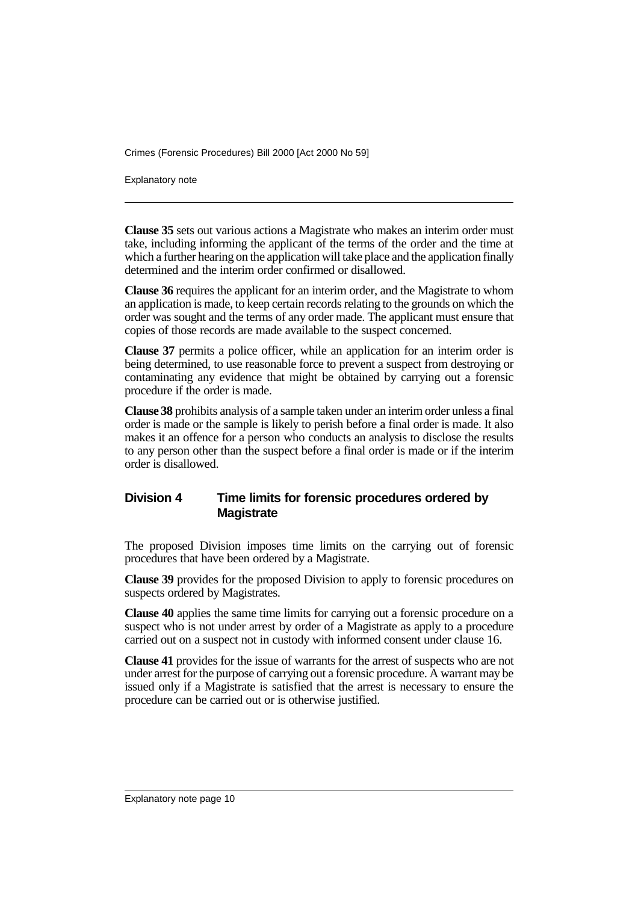**Clause 35** sets out various actions a Magistrate who makes an interim order must take, including informing the applicant of the terms of the order and the time at which a further hearing on the application will take place and the application finally determined and the interim order confirmed or disallowed.

**Clause 36** requires the applicant for an interim order, and the Magistrate to whom an application is made, to keep certain records relating to the grounds on which the order was sought and the terms of any order made. The applicant must ensure that copies of those records are made available to the suspect concerned.

**Clause 37** permits a police officer, while an application for an interim order is being determined, to use reasonable force to prevent a suspect from destroying or contaminating any evidence that might be obtained by carrying out a forensic procedure if the order is made.

**Clause 38** prohibits analysis of a sample taken under an interim order unless a final order is made or the sample is likely to perish before a final order is made. It also makes it an offence for a person who conducts an analysis to disclose the results to any person other than the suspect before a final order is made or if the interim order is disallowed.

## Division 4 Time limits for forensic procedures ordered by Magistrate

The proposed Division imposes time limits on the carrying out of forensic procedures that have been ordered by a Magistrate.

**Clause 39** provides for the proposed Division to apply to forensic procedures on suspects ordered by Magistrates.

**Clause 40** applies the same time limits for carrying out a forensic procedure on a suspect who is not under arrest by order of a Magistrate as apply to a procedure carried out on a suspect not in custody with informed consent under clause 16.

**Clause 41** provides for the issue of warrants for the arrest of suspects who are not under arrest for the purpose of carrying out a forensic procedure. A warrant may be issued only if a Magistrate is satisfied that the arrest is necessary to ensure the procedure can be carried out or is otherwise justified.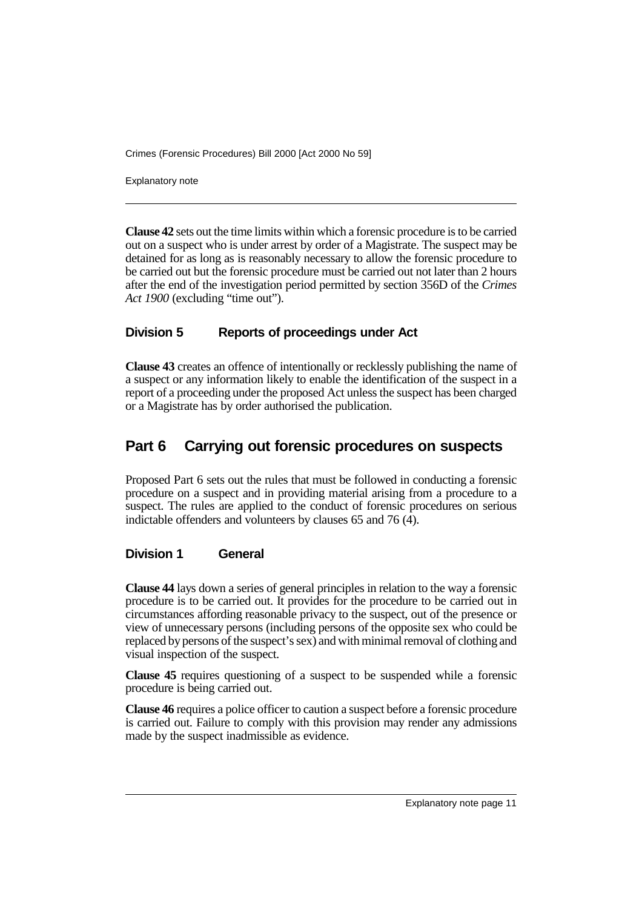**Clause 42** sets out the time limits within which a forensic procedure is to be carried out on a suspect who is under arrest by order of a Magistrate. The suspect may be detained for as long as is reasonably necessary to allow the forensic procedure to be carried out but the forensic procedure must be carried out not later than 2 hours after the end of the investigation period permitted by section 356D of the *Crimes Act 1900* (excluding "time out").

### Division 5 Reports of proceedings under Act

**Clause 43** creates an offence of intentionally or recklessly publishing the name of a suspect or any information likely to enable the identification of the suspect in a report of a proceeding under the proposed Act unless the suspect has been charged or a Magistrate has by order authorised the publication.

## Part 6 Carrying out forensic procedures on suspects

Proposed Part 6 sets out the rules that must be followed in conducting a forensic procedure on a suspect and in providing material arising from a procedure to a suspect. The rules are applied to the conduct of forensic procedures on serious indictable offenders and volunteers by clauses 65 and 76 (4).

### Division 1 General

**Clause 44** lays down a series of general principles in relation to the way a forensic procedure is to be carried out. It provides for the procedure to be carried out in circumstances affording reasonable privacy to the suspect, out of the presence or view of unnecessary persons (including persons of the opposite sex who could be replaced by persons of the suspect's sex) and with minimal removal of clothing and visual inspection of the suspect.

**Clause 45** requires questioning of a suspect to be suspended while a forensic procedure is being carried out.

**Clause 46** requires a police officer to caution a suspect before a forensic procedure is carried out. Failure to comply with this provision may render any admissions made by the suspect inadmissible as evidence.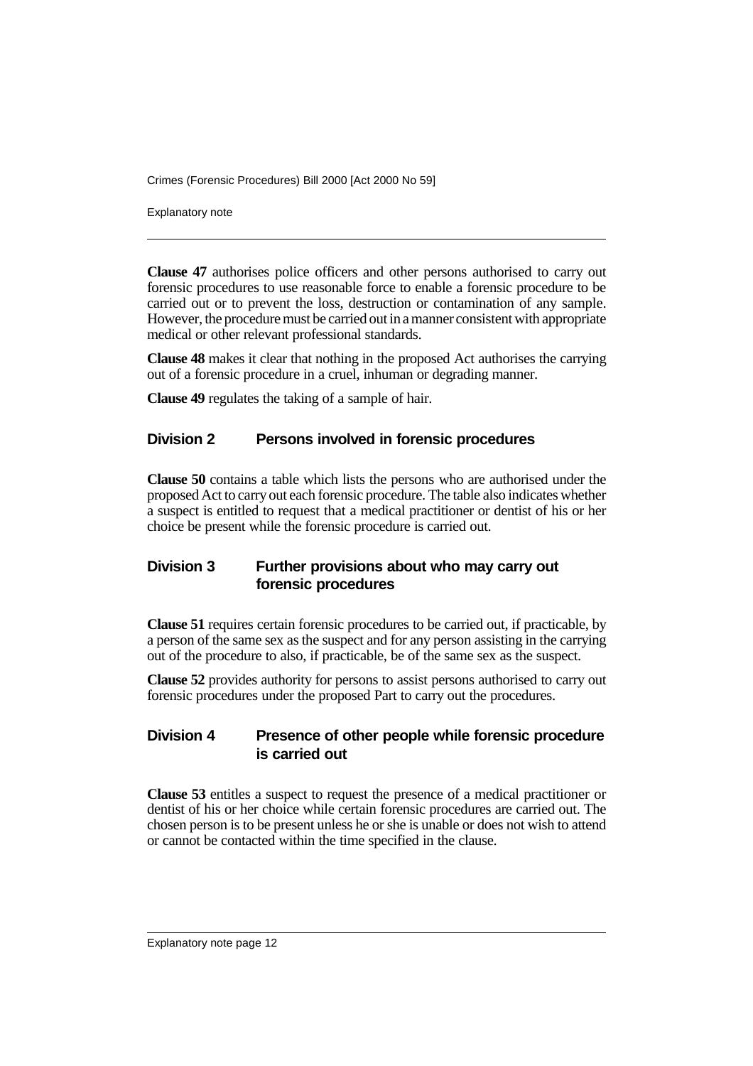**Clause 47** authorises police officers and other persons authorised to carry out forensic procedures to use reasonable force to enable a forensic procedure to be carried out or to prevent the loss, destruction or contamination of any sample. However, the procedure must be carried out in a manner consistent with appropriate medical or other relevant professional standards.

**Clause 48** makes it clear that nothing in the proposed Act authorises the carrying out of a forensic procedure in a cruel, inhuman or degrading manner.

**Clause 49** regulates the taking of a sample of hair.

## Division 2 Persons involved in forensic procedures

**Clause 50** contains a table which lists the persons who are authorised under the proposed Act to carry out each forensic procedure. The table also indicates whether a suspect is entitled to request that a medical practitioner or dentist of his or her choice be present while the forensic procedure is carried out.

## Division 3 Further provisions about who may carry out forensic procedures

**Clause 51** requires certain forensic procedures to be carried out, if practicable, by a person of the same sex as the suspect and for any person assisting in the carrying out of the procedure to also, if practicable, be of the same sex as the suspect.

**Clause 52** provides authority for persons to assist persons authorised to carry out forensic procedures under the proposed Part to carry out the procedures.

## Division 4 Presence of other people while forensic procedure is carried out

**Clause 53** entitles a suspect to request the presence of a medical practitioner or dentist of his or her choice while certain forensic procedures are carried out. The chosen person is to be present unless he or she is unable or does not wish to attend or cannot be contacted within the time specified in the clause.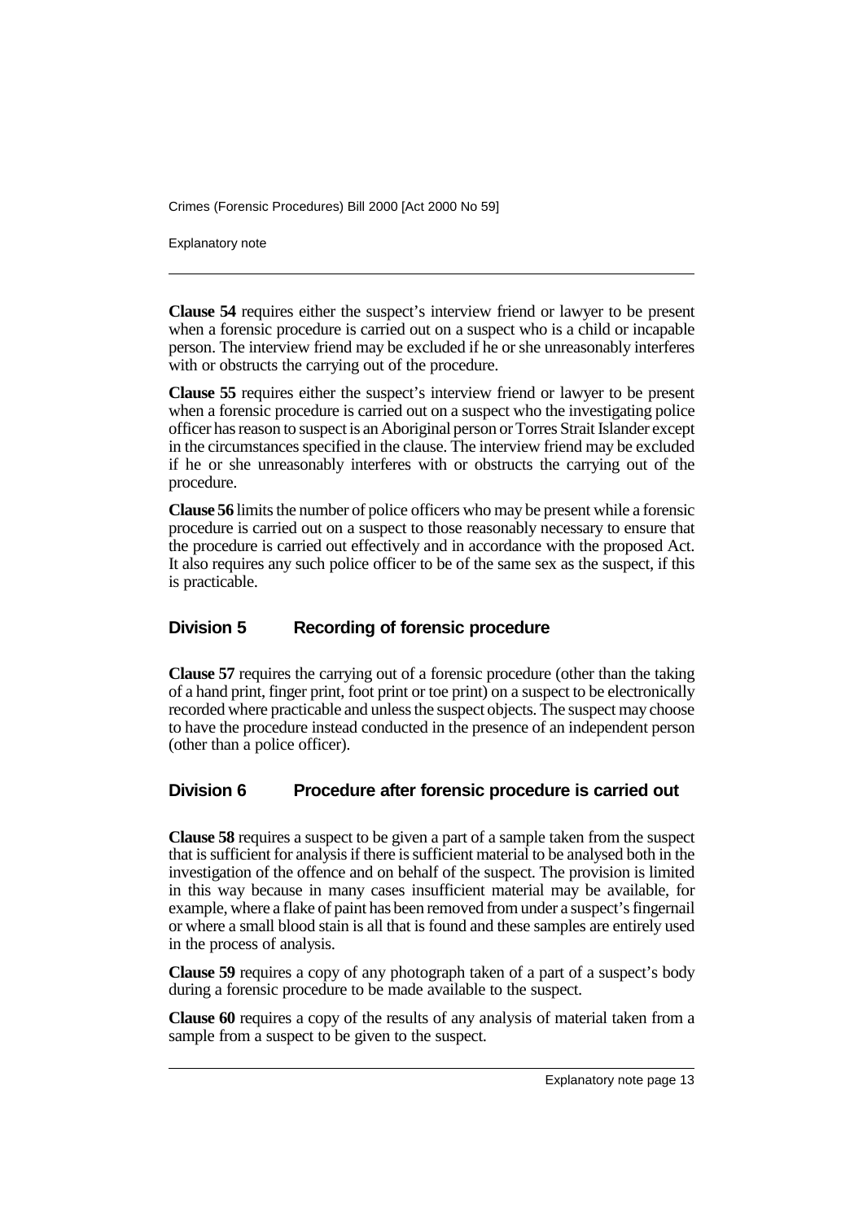**Clause 54** requires either the suspect's interview friend or lawyer to be present when a forensic procedure is carried out on a suspect who is a child or incapable person. The interview friend may be excluded if he or she unreasonably interferes with or obstructs the carrying out of the procedure.

**Clause 55** requires either the suspect's interview friend or lawyer to be present when a forensic procedure is carried out on a suspect who the investigating police officer has reason to suspect is an Aboriginal person or Torres Strait Islander except in the circumstances specified in the clause. The interview friend may be excluded if he or she unreasonably interferes with or obstructs the carrying out of the procedure.

**Clause 56** limits the number of police officers who may be present while a forensic procedure is carried out on a suspect to those reasonably necessary to ensure that the procedure is carried out effectively and in accordance with the proposed Act. It also requires any such police officer to be of the same sex as the suspect, if this is practicable.

## Division 5 Recording of forensic procedure

**Clause 57** requires the carrying out of a forensic procedure (other than the taking of a hand print, finger print, foot print or toe print) on a suspect to be electronically recorded where practicable and unless the suspect objects. The suspect may choose to have the procedure instead conducted in the presence of an independent person (other than a police officer).

## Division 6 Procedure after forensic procedure is carried out

**Clause 58** requires a suspect to be given a part of a sample taken from the suspect that is sufficient for analysis if there is sufficient material to be analysed both in the investigation of the offence and on behalf of the suspect. The provision is limited in this way because in many cases insufficient material may be available, for example, where a flake of paint has been removed from under a suspect's fingernail or where a small blood stain is all that is found and these samples are entirely used in the process of analysis.

**Clause 59** requires a copy of any photograph taken of a part of a suspect's body during a forensic procedure to be made available to the suspect.

**Clause 60** requires a copy of the results of any analysis of material taken from a sample from a suspect to be given to the suspect.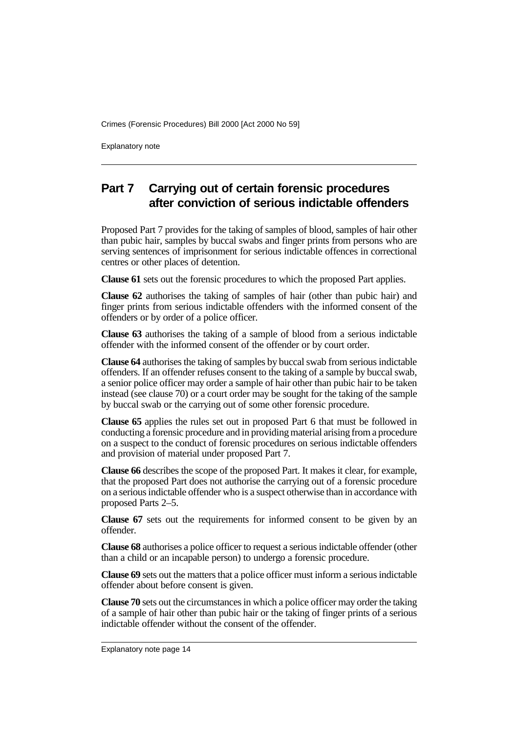## Part 7 Carrying out of certain forensic procedures after conviction of serious indictable offenders

Proposed Part 7 provides for the taking of samples of blood, samples of hair other than pubic hair, samples by buccal swabs and finger prints from persons who are serving sentences of imprisonment for serious indictable offences in correctional centres or other places of detention.

**Clause 61** sets out the forensic procedures to which the proposed Part applies.

**Clause 62** authorises the taking of samples of hair (other than pubic hair) and finger prints from serious indictable offenders with the informed consent of the offenders or by order of a police officer.

**Clause 63** authorises the taking of a sample of blood from a serious indictable offender with the informed consent of the offender or by court order.

**Clause 64** authorises the taking of samples by buccal swab from serious indictable offenders. If an offender refuses consent to the taking of a sample by buccal swab, a senior police officer may order a sample of hair other than pubic hair to be taken instead (see clause 70) or a court order may be sought for the taking of the sample by buccal swab or the carrying out of some other forensic procedure.

**Clause 65** applies the rules set out in proposed Part 6 that must be followed in conducting a forensic procedure and in providing material arising from a procedure on a suspect to the conduct of forensic procedures on serious indictable offenders and provision of material under proposed Part 7.

**Clause 66** describes the scope of the proposed Part. It makes it clear, for example, that the proposed Part does not authorise the carrying out of a forensic procedure on a serious indictable offender who is a suspect otherwise than in accordance with proposed Parts 2–5.

**Clause 67** sets out the requirements for informed consent to be given by an offender.

**Clause 68** authorises a police officer to request a serious indictable offender (other than a child or an incapable person) to undergo a forensic procedure.

**Clause 69** sets out the matters that a police officer must inform a serious indictable offender about before consent is given.

**Clause 70** sets out the circumstances in which a police officer may order the taking of a sample of hair other than pubic hair or the taking of finger prints of a serious indictable offender without the consent of the offender.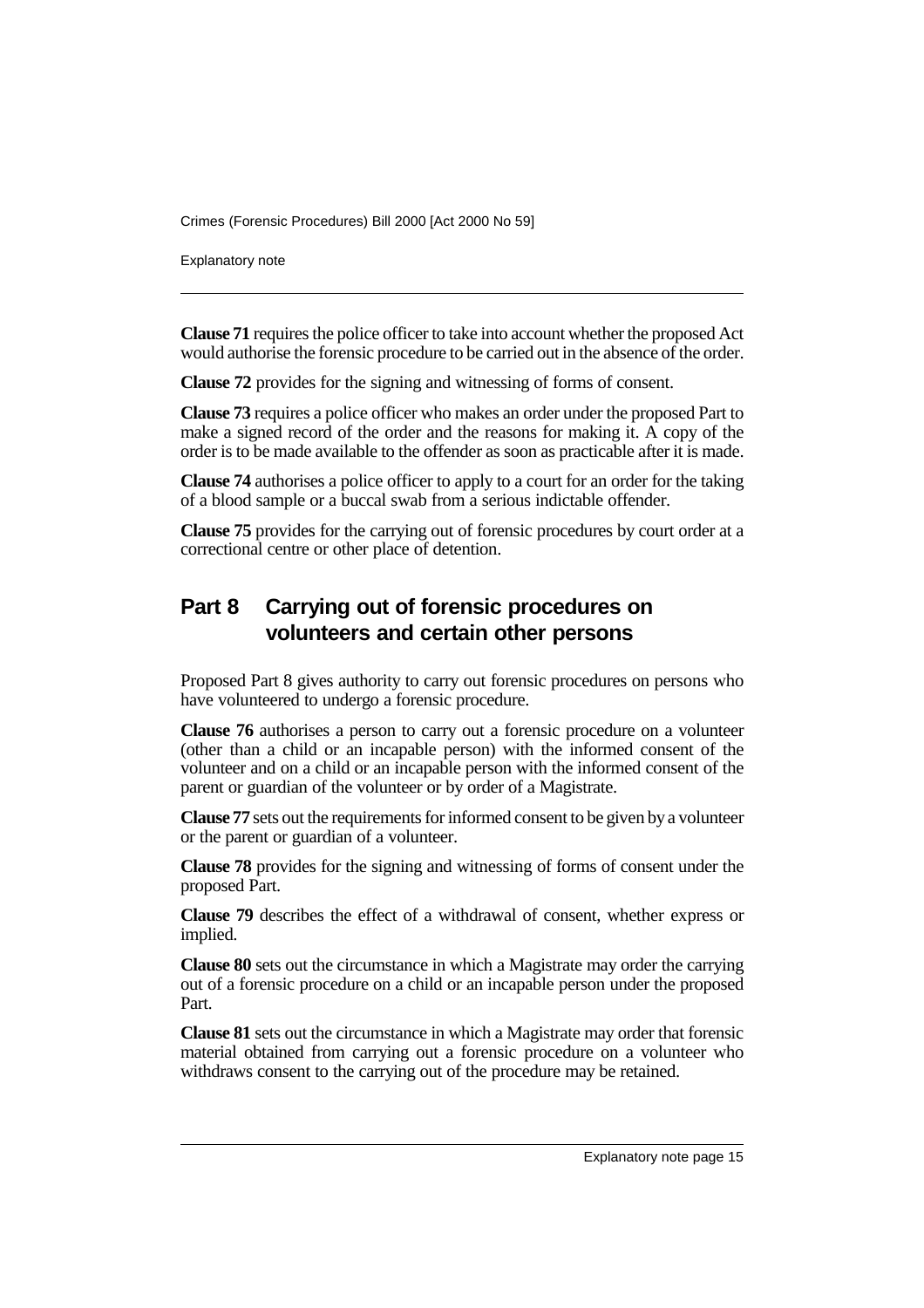**Clause 71** requires the police officer to take into account whether the proposed Act would authorise the forensic procedure to be carried out in the absence of the order.

**Clause 72** provides for the signing and witnessing of forms of consent.

**Clause 73** requires a police officer who makes an order under the proposed Part to make a signed record of the order and the reasons for making it. A copy of the order is to be made available to the offender as soon as practicable after it is made.

**Clause 74** authorises a police officer to apply to a court for an order for the taking of a blood sample or a buccal swab from a serious indictable offender.

**Clause 75** provides for the carrying out of forensic procedures by court order at a correctional centre or other place of detention.

## Part 8 Carrying out of forensic procedures on volunteers and certain other persons

Proposed Part 8 gives authority to carry out forensic procedures on persons who have volunteered to undergo a forensic procedure.

**Clause 76** authorises a person to carry out a forensic procedure on a volunteer (other than a child or an incapable person) with the informed consent of the volunteer and on a child or an incapable person with the informed consent of the parent or guardian of the volunteer or by order of a Magistrate.

**Clause 77** sets out the requirements for informed consent to be given by a volunteer or the parent or guardian of a volunteer.

**Clause 78** provides for the signing and witnessing of forms of consent under the proposed Part.

**Clause 79** describes the effect of a withdrawal of consent, whether express or implied.

**Clause 80** sets out the circumstance in which a Magistrate may order the carrying out of a forensic procedure on a child or an incapable person under the proposed Part.

**Clause 81** sets out the circumstance in which a Magistrate may order that forensic material obtained from carrying out a forensic procedure on a volunteer who withdraws consent to the carrying out of the procedure may be retained.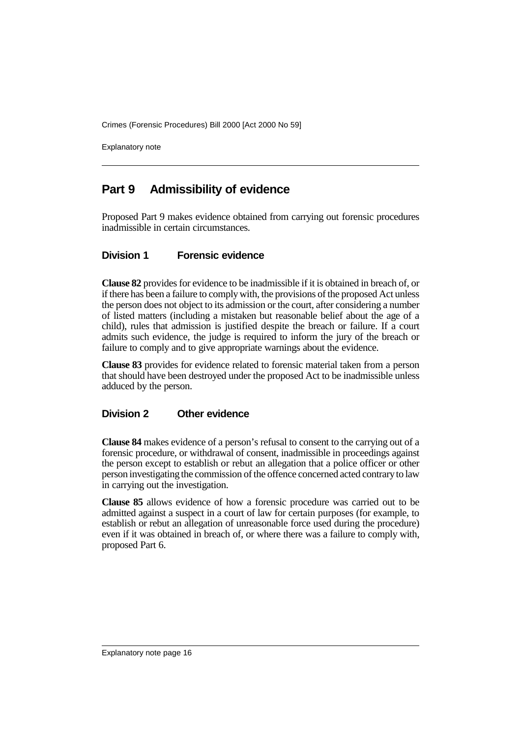## Part 9 Admissibility of evidence

Proposed Part 9 makes evidence obtained from carrying out forensic procedures inadmissible in certain circumstances.

### Division 1 Forensic evidence

**Clause 82** provides for evidence to be inadmissible if it is obtained in breach of, or if there has been a failure to comply with, the provisions of the proposed Act unless the person does not object to its admission or the court, after considering a number of listed matters (including a mistaken but reasonable belief about the age of a child), rules that admission is justified despite the breach or failure. If a court admits such evidence, the judge is required to inform the jury of the breach or failure to comply and to give appropriate warnings about the evidence.

**Clause 83** provides for evidence related to forensic material taken from a person that should have been destroyed under the proposed Act to be inadmissible unless adduced by the person.

### Division 2 Other evidence

**Clause 84** makes evidence of a person's refusal to consent to the carrying out of a forensic procedure, or withdrawal of consent, inadmissible in proceedings against the person except to establish or rebut an allegation that a police officer or other person investigating the commission of the offence concerned acted contrary to law in carrying out the investigation.

**Clause 85** allows evidence of how a forensic procedure was carried out to be admitted against a suspect in a court of law for certain purposes (for example, to establish or rebut an allegation of unreasonable force used during the procedure) even if it was obtained in breach of, or where there was a failure to comply with, proposed Part 6.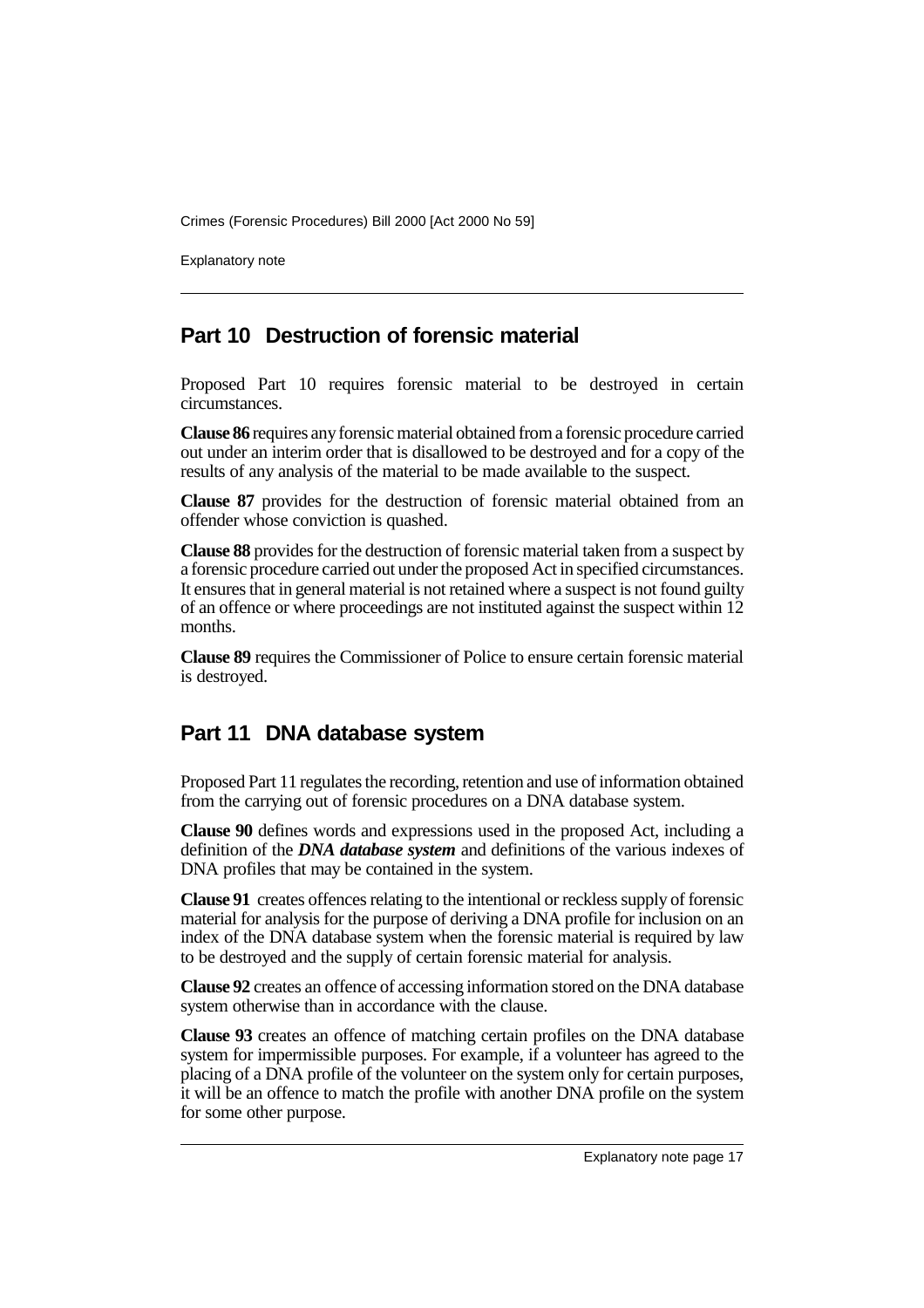## Part 10 Destruction of forensic material

Proposed Part 10 requires forensic material to be destroyed in certain circumstances.

**Clause 86** requires any forensic material obtained from a forensic procedure carried out under an interim order that is disallowed to be destroyed and for a copy of the results of any analysis of the material to be made available to the suspect.

**Clause 87** provides for the destruction of forensic material obtained from an offender whose conviction is quashed.

**Clause 88** provides for the destruction of forensic material taken from a suspect by a forensic procedure carried out under the proposed Act in specified circumstances. It ensures that in general material is not retained where a suspect is not found guilty of an offence or where proceedings are not instituted against the suspect within 12 months.

**Clause 89** requires the Commissioner of Police to ensure certain forensic material is destroyed.

## Part 11 DNA database system

Proposed Part 11 regulates the recording, retention and use of information obtained from the carrying out of forensic procedures on a DNA database system.

**Clause 90** defines words and expressions used in the proposed Act, including a definition of the ***DNA database system*** and definitions of the various indexes of DNA profiles that may be contained in the system.

**Clause 91** creates offences relating to the intentional or reckless supply of forensic material for analysis for the purpose of deriving a DNA profile for inclusion on an index of the DNA database system when the forensic material is required by law to be destroyed and the supply of certain forensic material for analysis.

**Clause 92** creates an offence of accessing information stored on the DNA database system otherwise than in accordance with the clause.

**Clause 93** creates an offence of matching certain profiles on the DNA database system for impermissible purposes. For example, if a volunteer has agreed to the placing of a DNA profile of the volunteer on the system only for certain purposes, it will be an offence to match the profile with another DNA profile on the system for some other purpose.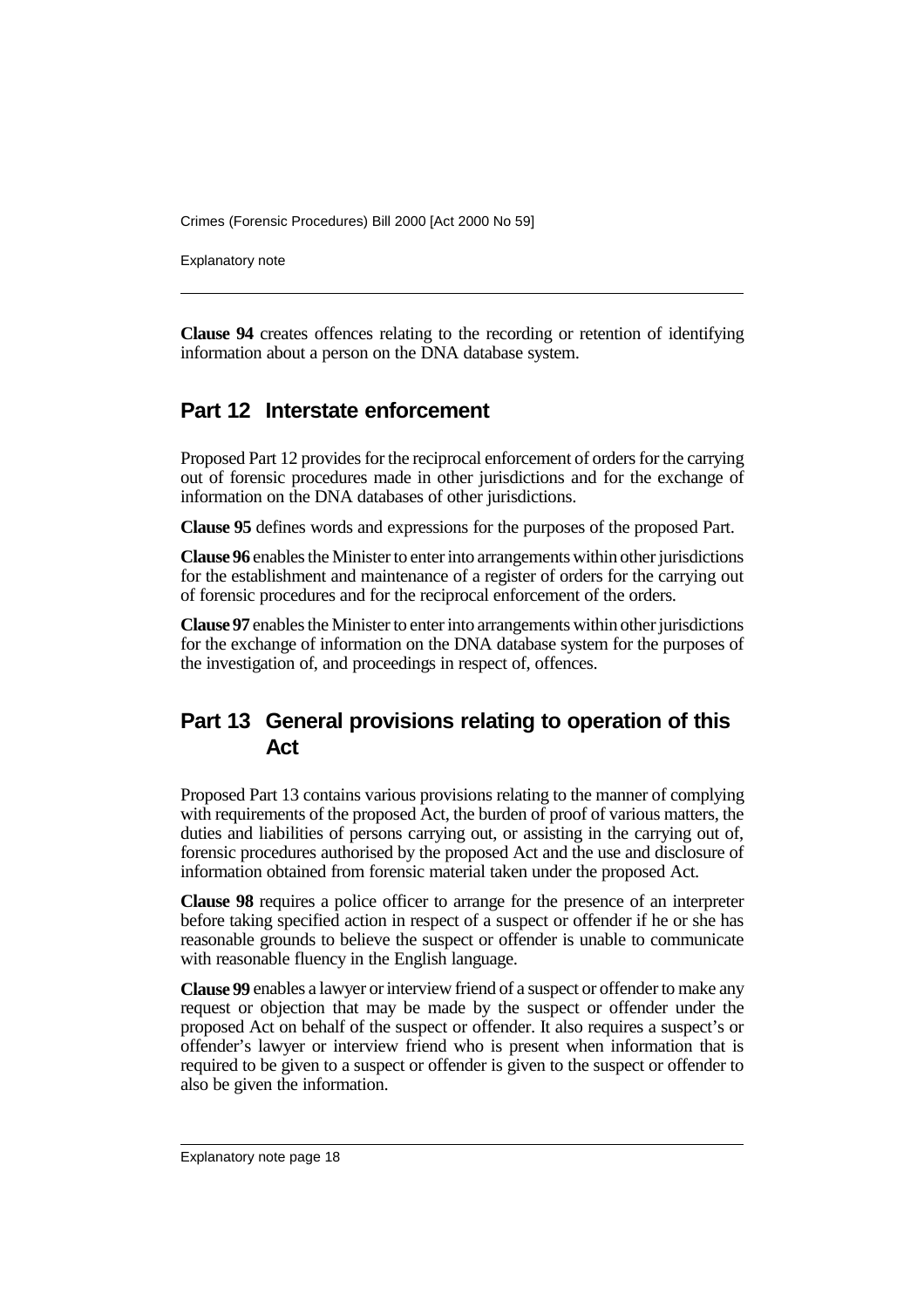**Clause 94** creates offences relating to the recording or retention of identifying information about a person on the DNA database system.

## Part 12 Interstate enforcement

Proposed Part 12 provides for the reciprocal enforcement of orders for the carrying out of forensic procedures made in other jurisdictions and for the exchange of information on the DNA databases of other jurisdictions.

**Clause 95** defines words and expressions for the purposes of the proposed Part.

**Clause 96** enables the Minister to enter into arrangements within other jurisdictions for the establishment and maintenance of a register of orders for the carrying out of forensic procedures and for the reciprocal enforcement of the orders.

**Clause 97** enables the Minister to enter into arrangements within other jurisdictions for the exchange of information on the DNA database system for the purposes of the investigation of, and proceedings in respect of, offences.

## Part 13 General provisions relating to operation of this Act

Proposed Part 13 contains various provisions relating to the manner of complying with requirements of the proposed Act, the burden of proof of various matters, the duties and liabilities of persons carrying out, or assisting in the carrying out of, forensic procedures authorised by the proposed Act and the use and disclosure of information obtained from forensic material taken under the proposed Act.

**Clause 98** requires a police officer to arrange for the presence of an interpreter before taking specified action in respect of a suspect or offender if he or she has reasonable grounds to believe the suspect or offender is unable to communicate with reasonable fluency in the English language.

**Clause 99** enables a lawyer or interview friend of a suspect or offender to make any request or objection that may be made by the suspect or offender under the proposed Act on behalf of the suspect or offender. It also requires a suspect's or offender's lawyer or interview friend who is present when information that is required to be given to a suspect or offender is given to the suspect or offender to also be given the information.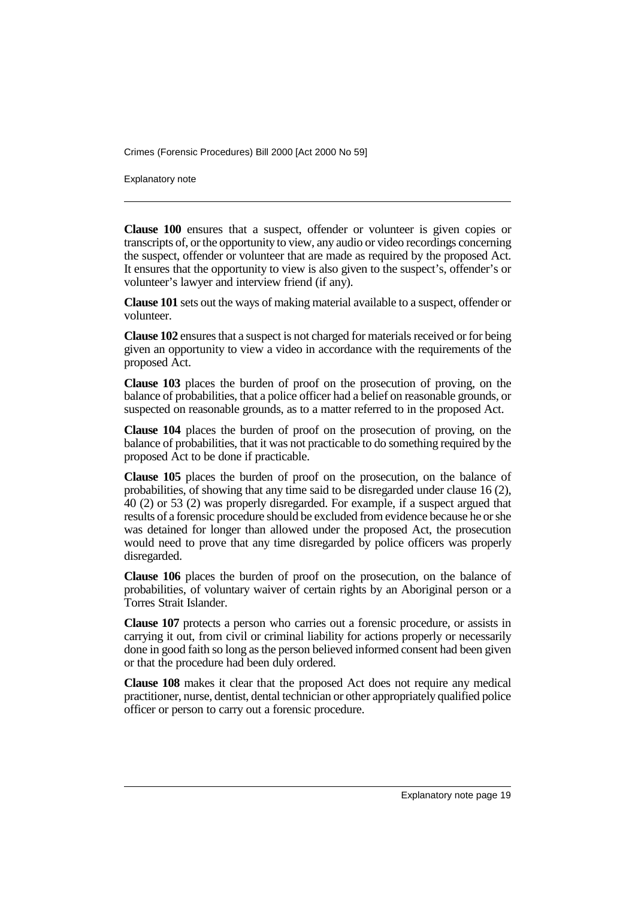**Clause 100** ensures that a suspect, offender or volunteer is given copies or transcripts of, or the opportunity to view, any audio or video recordings concerning the suspect, offender or volunteer that are made as required by the proposed Act. It ensures that the opportunity to view is also given to the suspect's, offender's or volunteer's lawyer and interview friend (if any).

**Clause 101** sets out the ways of making material available to a suspect, offender or volunteer.

**Clause 102** ensures that a suspect is not charged for materials received or for being given an opportunity to view a video in accordance with the requirements of the proposed Act.

**Clause 103** places the burden of proof on the prosecution of proving, on the balance of probabilities, that a police officer had a belief on reasonable grounds, or suspected on reasonable grounds, as to a matter referred to in the proposed Act.

**Clause 104** places the burden of proof on the prosecution of proving, on the balance of probabilities, that it was not practicable to do something required by the proposed Act to be done if practicable.

**Clause 105** places the burden of proof on the prosecution, on the balance of probabilities, of showing that any time said to be disregarded under clause 16 (2), 40 (2) or 53 (2) was properly disregarded. For example, if a suspect argued that results of a forensic procedure should be excluded from evidence because he or she was detained for longer than allowed under the proposed Act, the prosecution would need to prove that any time disregarded by police officers was properly disregarded.

**Clause 106** places the burden of proof on the prosecution, on the balance of probabilities, of voluntary waiver of certain rights by an Aboriginal person or a Torres Strait Islander.

**Clause 107** protects a person who carries out a forensic procedure, or assists in carrying it out, from civil or criminal liability for actions properly or necessarily done in good faith so long as the person believed informed consent had been given or that the procedure had been duly ordered.

**Clause 108** makes it clear that the proposed Act does not require any medical practitioner, nurse, dentist, dental technician or other appropriately qualified police officer or person to carry out a forensic procedure.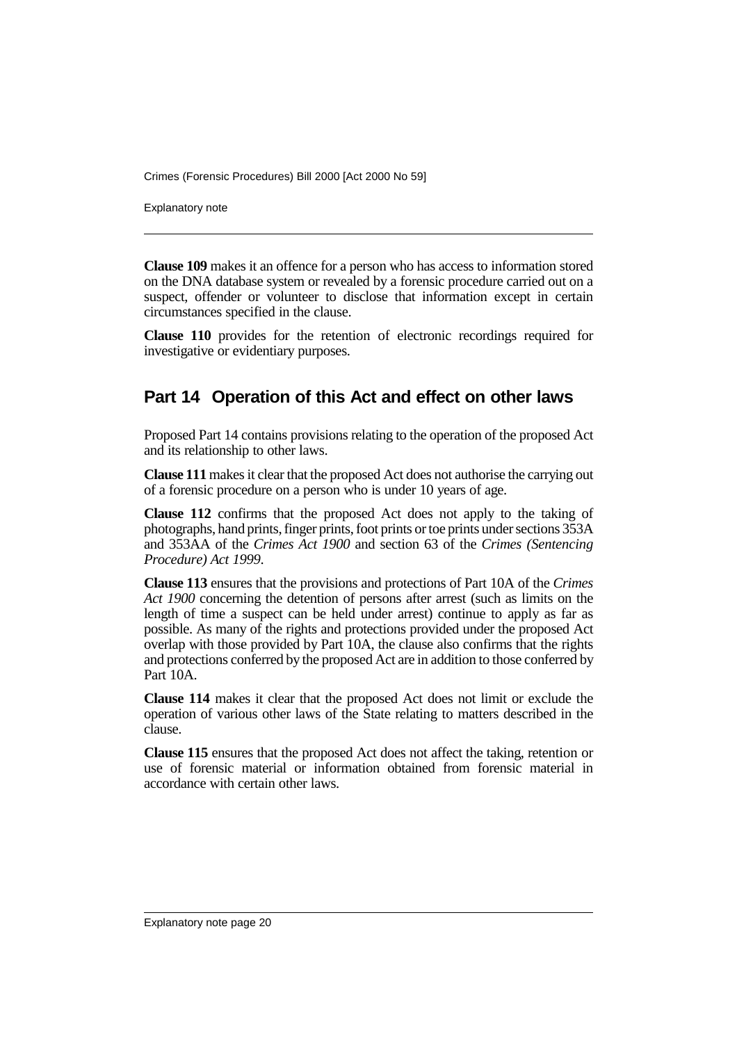**Clause 109** makes it an offence for a person who has access to information stored on the DNA database system or revealed by a forensic procedure carried out on a suspect, offender or volunteer to disclose that information except in certain circumstances specified in the clause.

**Clause 110** provides for the retention of electronic recordings required for investigative or evidentiary purposes.

## Part 14 Operation of this Act and effect on other laws

Proposed Part 14 contains provisions relating to the operation of the proposed Act and its relationship to other laws.

**Clause 111** makes it clear that the proposed Act does not authorise the carrying out of a forensic procedure on a person who is under 10 years of age.

**Clause 112** confirms that the proposed Act does not apply to the taking of photographs, hand prints, finger prints, foot prints or toe prints under sections 353A and 353AA of the *Crimes Act 1900* and section 63 of the *Crimes (Sentencing Procedure) Act 1999*.

**Clause 113** ensures that the provisions and protections of Part 10A of the *Crimes Act 1900* concerning the detention of persons after arrest (such as limits on the length of time a suspect can be held under arrest) continue to apply as far as possible. As many of the rights and protections provided under the proposed Act overlap with those provided by Part 10A, the clause also confirms that the rights and protections conferred by the proposed Act are in addition to those conferred by Part 10A.

**Clause 114** makes it clear that the proposed Act does not limit or exclude the operation of various other laws of the State relating to matters described in the clause.

**Clause 115** ensures that the proposed Act does not affect the taking, retention or use of forensic material or information obtained from forensic material in accordance with certain other laws.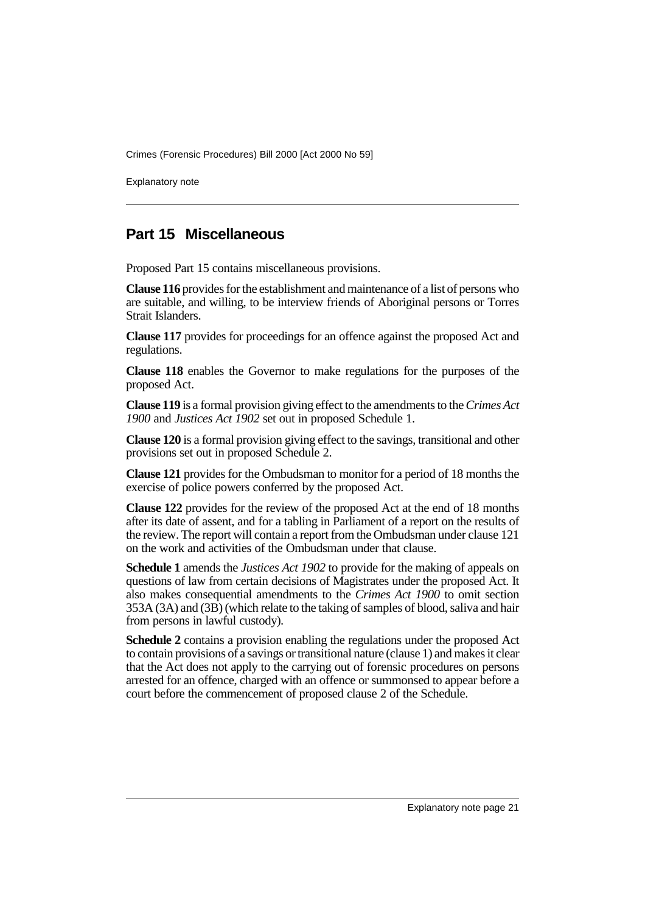## Part 15 Miscellaneous

Proposed Part 15 contains miscellaneous provisions.

**Clause 116** provides for the establishment and maintenance of a list of persons who are suitable, and willing, to be interview friends of Aboriginal persons or Torres Strait Islanders.

**Clause 117** provides for proceedings for an offence against the proposed Act and regulations.

**Clause 118** enables the Governor to make regulations for the purposes of the proposed Act.

**Clause 119** is a formal provision giving effect to the amendments to the *Crimes Act 1900* and *Justices Act 1902* set out in proposed Schedule 1.

**Clause 120** is a formal provision giving effect to the savings, transitional and other provisions set out in proposed Schedule 2.

**Clause 121** provides for the Ombudsman to monitor for a period of 18 months the exercise of police powers conferred by the proposed Act.

**Clause 122** provides for the review of the proposed Act at the end of 18 months after its date of assent, and for a tabling in Parliament of a report on the results of the review. The report will contain a report from the Ombudsman under clause 121 on the work and activities of the Ombudsman under that clause.

**Schedule 1** amends the *Justices Act 1902* to provide for the making of appeals on questions of law from certain decisions of Magistrates under the proposed Act. It also makes consequential amendments to the *Crimes Act 1900* to omit section 353A (3A) and (3B) (which relate to the taking of samples of blood, saliva and hair from persons in lawful custody).

**Schedule 2** contains a provision enabling the regulations under the proposed Act to contain provisions of a savings or transitional nature (clause 1) and makes it clear that the Act does not apply to the carrying out of forensic procedures on persons arrested for an offence, charged with an offence or summonsed to appear before a court before the commencement of proposed clause 2 of the Schedule.